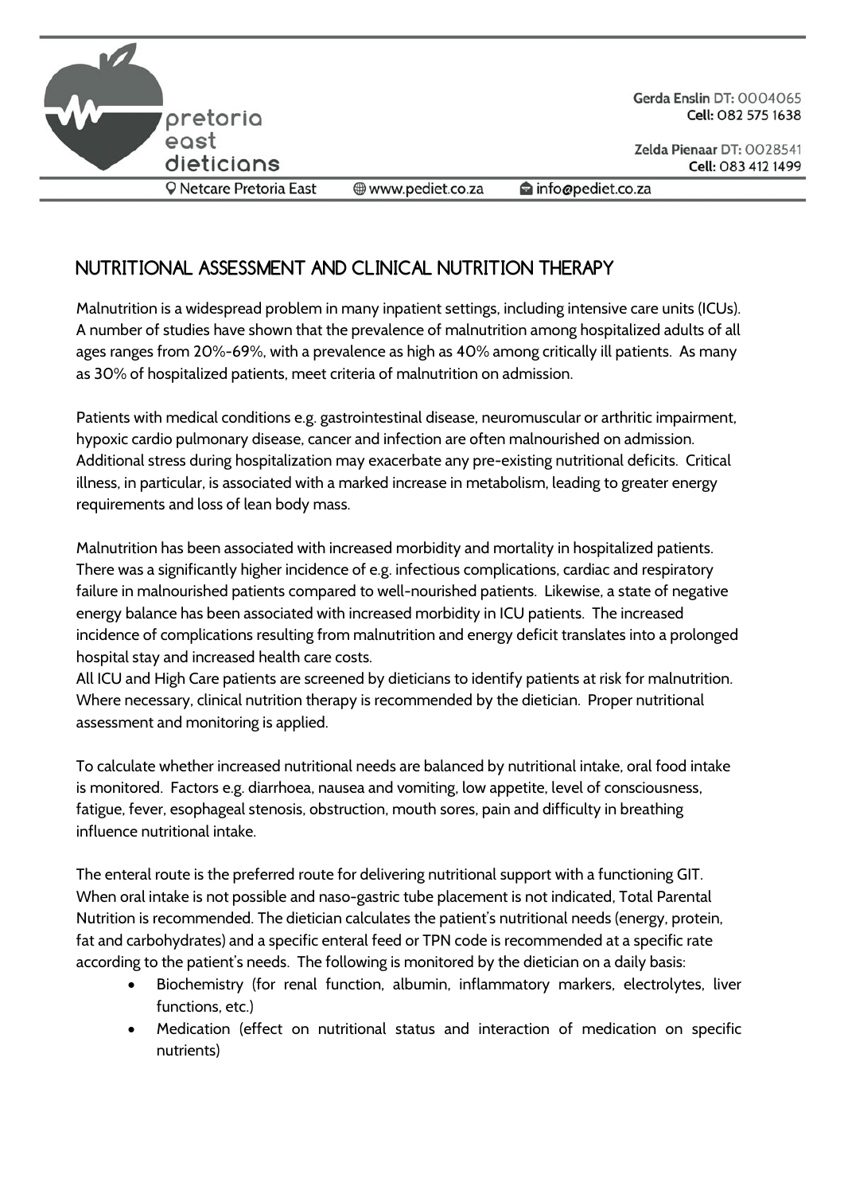pretoria east dieticians

Gerda Enslin DT: 0004065
Cell: 082 575 1638

Zelda Pienaar DT: 0028541
Cell: 083 412 1499

Netcare Pretoria East | www.pediet.co.za | info@pediet.co.za

# NUTRITIONAL ASSESSMENT AND CLINICAL NUTRITION THERAPY

Malnutrition is a widespread problem in many inpatient settings, including intensive care units (ICUs). A number of studies have shown that the prevalence of malnutrition among hospitalized adults of all ages ranges from 20%-69%, with a prevalence as high as 40% among critically ill patients. As many as 30% of hospitalized patients, meet criteria of malnutrition on admission.

Patients with medical conditions e.g. gastrointestinal disease, neuromuscular or arthritic impairment, hypoxic cardio pulmonary disease, cancer and infection are often malnourished on admission. Additional stress during hospitalization may exacerbate any pre-existing nutritional deficits. Critical illness, in particular, is associated with a marked increase in metabolism, leading to greater energy requirements and loss of lean body mass.

Malnutrition has been associated with increased morbidity and mortality in hospitalized patients. There was a significantly higher incidence of e.g. infectious complications, cardiac and respiratory failure in malnourished patients compared to well-nourished patients. Likewise, a state of negative energy balance has been associated with increased morbidity in ICU patients. The increased incidence of complications resulting from malnutrition and energy deficit translates into a prolonged hospital stay and increased health care costs.
All ICU and High Care patients are screened by dieticians to identify patients at risk for malnutrition. Where necessary, clinical nutrition therapy is recommended by the dietician. Proper nutritional assessment and monitoring is applied.

To calculate whether increased nutritional needs are balanced by nutritional intake, oral food intake is monitored. Factors e.g. diarrhoea, nausea and vomiting, low appetite, level of consciousness, fatigue, fever, esophageal stenosis, obstruction, mouth sores, pain and difficulty in breathing influence nutritional intake.

The enteral route is the preferred route for delivering nutritional support with a functioning GIT. When oral intake is not possible and naso-gastric tube placement is not indicated, Total Parental Nutrition is recommended. The dietician calculates the patient's nutritional needs (energy, protein, fat and carbohydrates) and a specific enteral feed or TPN code is recommended at a specific rate according to the patient's needs. The following is monitored by the dietician on a daily basis:

- Biochemistry (for renal function, albumin, inflammatory markers, electrolytes, liver functions, etc.)
- Medication (effect on nutritional status and interaction of medication on specific nutrients)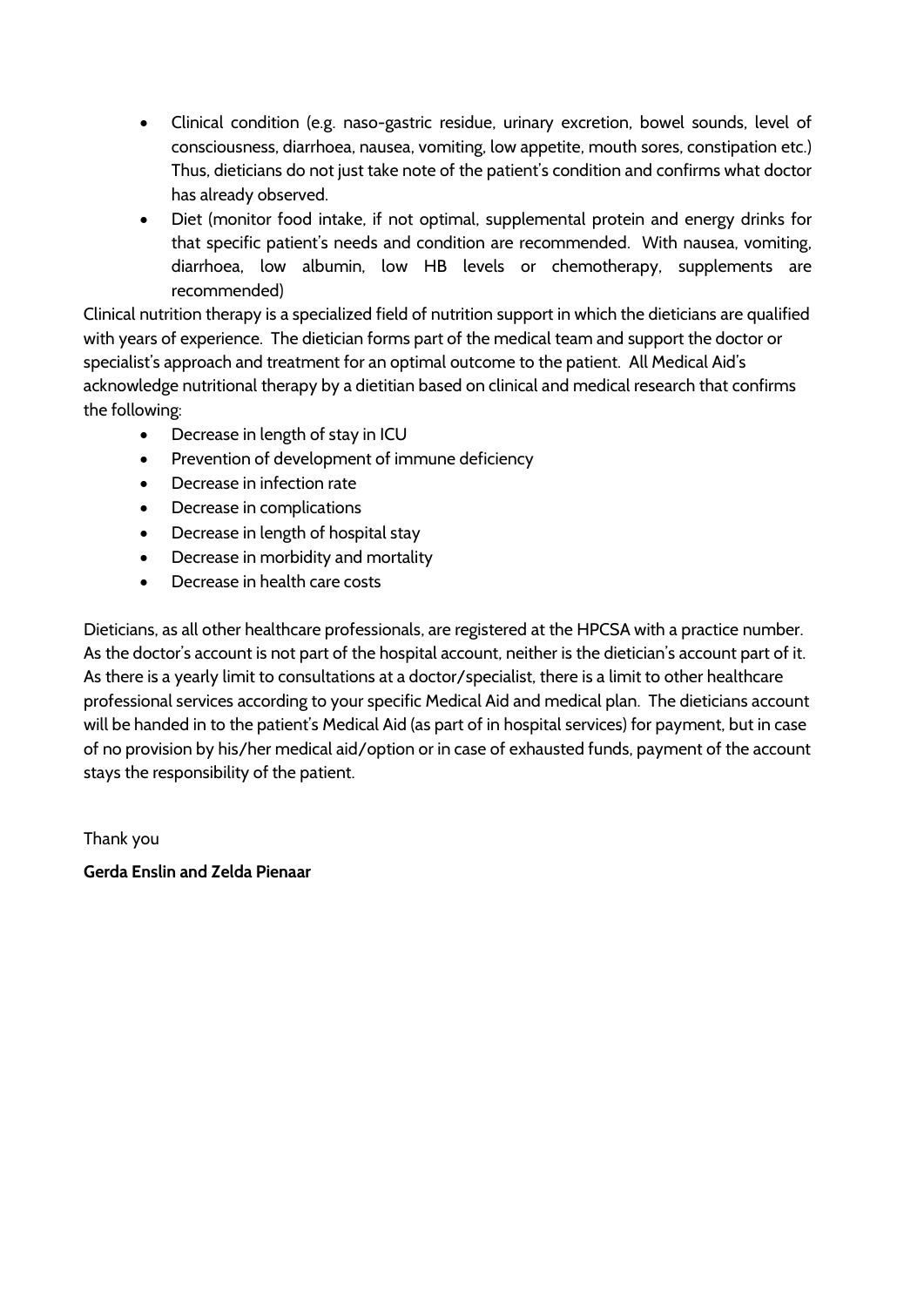- Clinical condition (e.g. naso-gastric residue, urinary excretion, bowel sounds, level of consciousness, diarrhoea, nausea, vomiting, low appetite, mouth sores, constipation etc.) Thus, dieticians do not just take note of the patient's condition and confirms what doctor has already observed.
- Diet (monitor food intake, if not optimal, supplemental protein and energy drinks for that specific patient's needs and condition are recommended. With nausea, vomiting, diarrhoea, low albumin, low HB levels or chemotherapy, supplements are recommended)

Clinical nutrition therapy is a specialized field of nutrition support in which the dieticians are qualified with years of experience. The dietician forms part of the medical team and support the doctor or specialist's approach and treatment for an optimal outcome to the patient. All Medical Aid's acknowledge nutritional therapy by a dietitian based on clinical and medical research that confirms the following:

- Decrease in length of stay in ICU
- Prevention of development of immune deficiency
- Decrease in infection rate
- Decrease in complications
- Decrease in length of hospital stay
- Decrease in morbidity and mortality
- Decrease in health care costs

Dieticians, as all other healthcare professionals, are registered at the HPCSA with a practice number. As the doctor's account is not part of the hospital account, neither is the dietician's account part of it. As there is a yearly limit to consultations at a doctor/specialist, there is a limit to other healthcare professional services according to your specific Medical Aid and medical plan. The dieticians account will be handed in to the patient's Medical Aid (as part of in hospital services) for payment, but in case of no provision by his/her medical aid/option or in case of exhausted funds, payment of the account stays the responsibility of the patient.

Thank you

**Gerda Enslin and Zelda Pienaar**